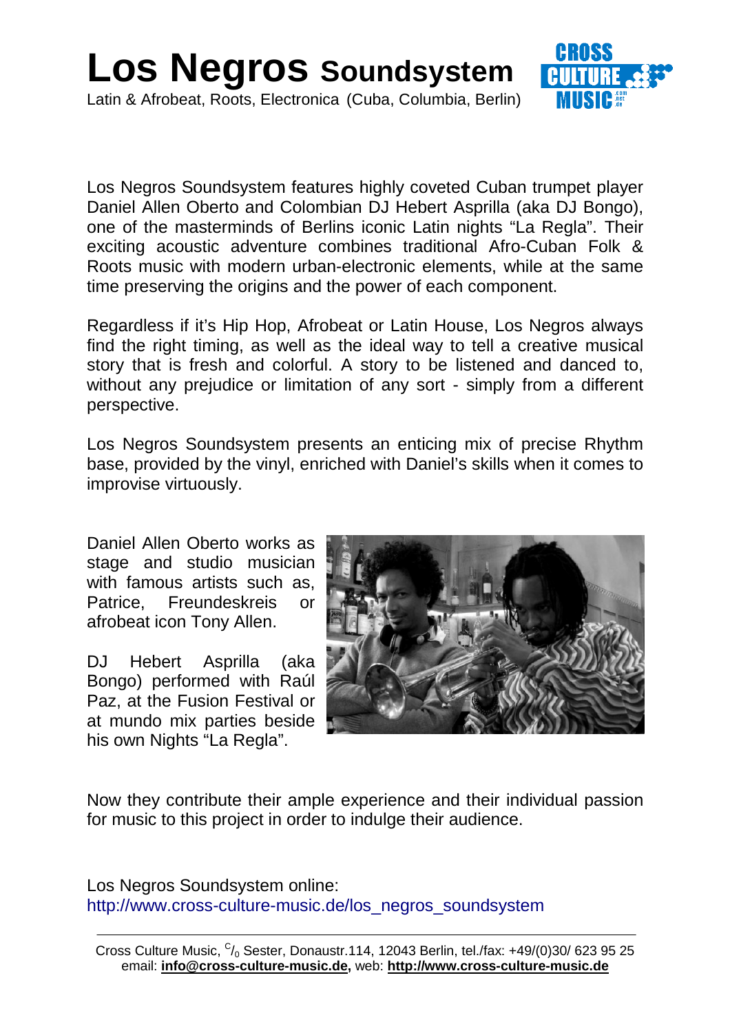# Los Negros Soundsystem

Latin & Afrobeat, Roots, Electronica (Cuba, Columbia, Berlin)

Los Negros Soundsystem features highly coveted Cuban trumpet player Daniel Allen Oberto and Colombian DJ Hebert Asprilla (aka DJ Bongo), one of the masterminds of Berlins iconic Latin nights "La Regla". Their exciting acoustic adventure combines traditional Afro-Cuban Folk & Roots music with modern urban-electronic elements, while at the same time preserving the origins and the power of each component.

Regardless if it's Hip Hop, Afrobeat or Latin House, Los Negros always find the right timing, as well as the ideal way to tell a creative musical story that is fresh and colorful. A story to be listened and danced to, without any prejudice or limitation of any sort - simply from a different perspective.

Los Negros Soundsystem presents an enticing mix of precise Rhythm base, provided by the vinyl, enriched with Daniel's skills when it comes to improvise virtuously.

Daniel Allen Oberto works as stage and studio musician with famous artists such as, Patrice, Freundeskreis or afrobeat icon Tony Allen.

DJ Hebert Asprilla (aka Bongo) performed with Raúl Paz, at the Fusion Festival or at mundo mix parties beside his own Nights "La Regla".

Now they contribute their ample experience and their individual passion for music to this project in order to indulge their audience.

Los Negros Soundsystem online:
http://www.cross-culture-music.de/los_negros_soundsystem

Cross Culture Music, c/o Sester, Donaustr.114, 12043 Berlin, tel./fax: +49/(0)30/ 623 95 25
email: **info@cross-culture-music.de,** web: **http://www.cross-culture-music.de**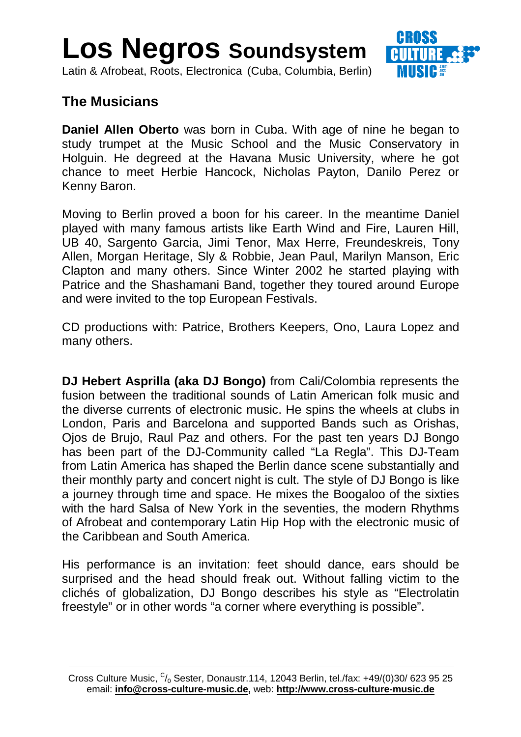# Los Negros Soundsystem

Latin & Afrobeat, Roots, Electronica (Cuba, Columbia, Berlin)

## The Musicians

**Daniel Allen Oberto** was born in Cuba. With age of nine he began to study trumpet at the Music School and the Music Conservatory in Holguin. He degreed at the Havana Music University, where he got chance to meet Herbie Hancock, Nicholas Payton, Danilo Perez or Kenny Baron.

Moving to Berlin proved a boon for his career. In the meantime Daniel played with many famous artists like Earth Wind and Fire, Lauren Hill, UB 40, Sargento Garcia, Jimi Tenor, Max Herre, Freundeskreis, Tony Allen, Morgan Heritage, Sly & Robbie, Jean Paul, Marilyn Manson, Eric Clapton and many others. Since Winter 2002 he started playing with Patrice and the Shashamani Band, together they toured around Europe and were invited to the top European Festivals.

CD productions with: Patrice, Brothers Keepers, Ono, Laura Lopez and many others.

**DJ Hebert Asprilla (aka DJ Bongo)** from Cali/Colombia represents the fusion between the traditional sounds of Latin American folk music and the diverse currents of electronic music. He spins the wheels at clubs in London, Paris and Barcelona and supported Bands such as Orishas, Ojos de Brujo, Raul Paz and others. For the past ten years DJ Bongo has been part of the DJ-Community called "La Regla". This DJ-Team from Latin America has shaped the Berlin dance scene substantially and their monthly party and concert night is cult. The style of DJ Bongo is like a journey through time and space. He mixes the Boogaloo of the sixties with the hard Salsa of New York in the seventies, the modern Rhythms of Afrobeat and contemporary Latin Hip Hop with the electronic music of the Caribbean and South America.

His performance is an invitation: feet should dance, ears should be surprised and the head should freak out. Without falling victim to the clichés of globalization, DJ Bongo describes his style as "Electrolatin freestyle" or in other words "a corner where everything is possible".